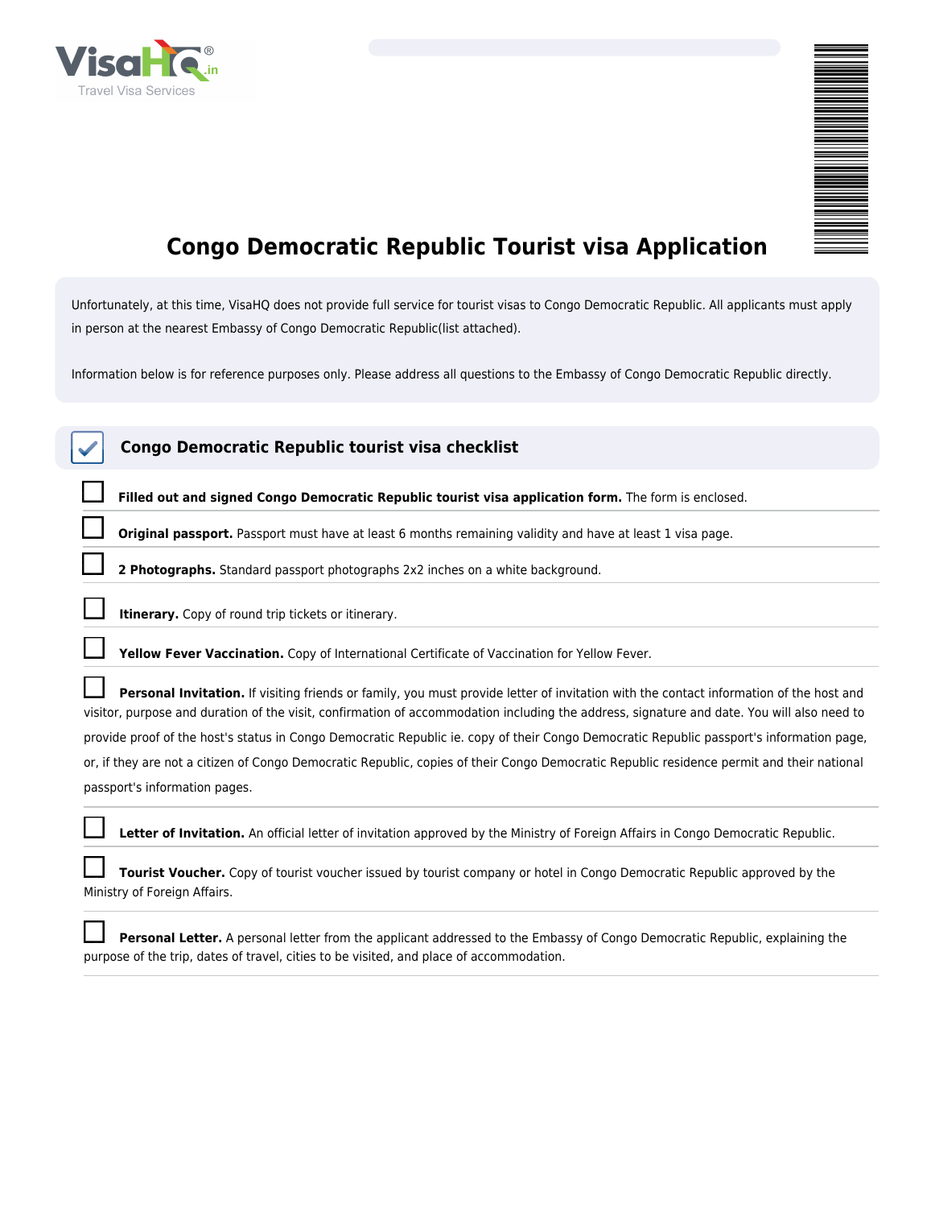# Congo Democratic Republic Tourist visa Application

Unfortunately, at this time, VisaHQ does not provide full service for tourist visas to Congo Democratic Republic. All applicants must apply in person at the nearest Embassy of Congo Democratic Republic(list attached).

Information below is for reference purposes only. Please address all questions to the Embassy of Congo Democratic Republic directly.

## Congo Democratic Republic tourist visa checklist

- [ ] **Filled out and signed Congo Democratic Republic tourist visa application form.** The form is enclosed.
- [ ] **Original passport.** Passport must have at least 6 months remaining validity and have at least 1 visa page.
- [ ] **2 Photographs.** Standard passport photographs 2x2 inches on a white background.
- [ ] **Itinerary.** Copy of round trip tickets or itinerary.
- [ ] **Yellow Fever Vaccination.** Copy of International Certificate of Vaccination for Yellow Fever.
- [ ] **Personal Invitation.** If visiting friends or family, you must provide letter of invitation with the contact information of the host and visitor, purpose and duration of the visit, confirmation of accommodation including the address, signature and date. You will also need to provide proof of the host's status in Congo Democratic Republic ie. copy of their Congo Democratic Republic passport's information page, or, if they are not a citizen of Congo Democratic Republic, copies of their Congo Democratic Republic residence permit and their national passport's information pages.
- [ ] **Letter of Invitation.** An official letter of invitation approved by the Ministry of Foreign Affairs in Congo Democratic Republic.
- [ ] **Tourist Voucher.** Copy of tourist voucher issued by tourist company or hotel in Congo Democratic Republic approved by the Ministry of Foreign Affairs.
- [ ] **Personal Letter.** A personal letter from the applicant addressed to the Embassy of Congo Democratic Republic, explaining the purpose of the trip, dates of travel, cities to be visited, and place of accommodation.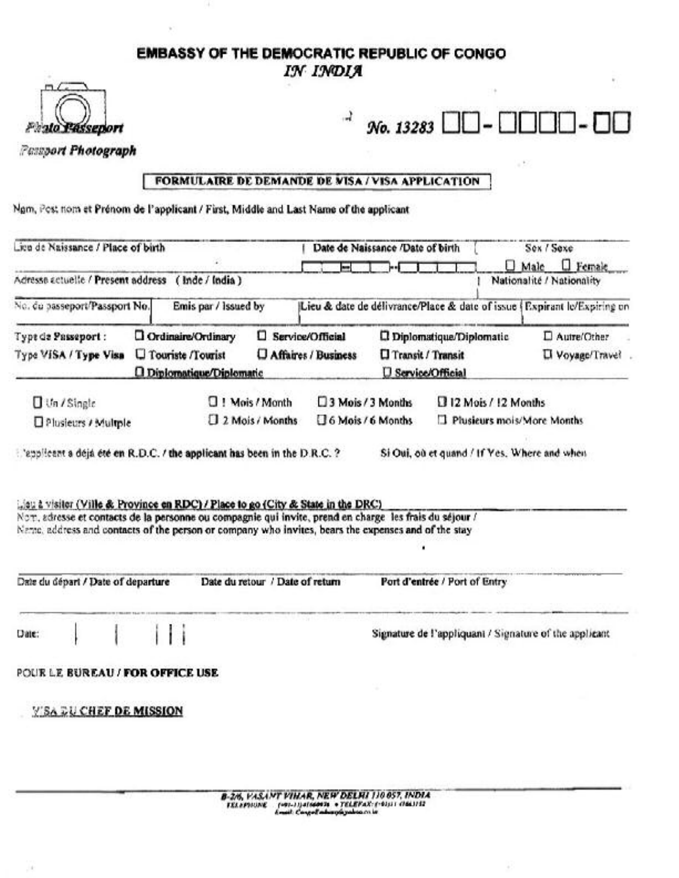# EMBASSY OF THE DEMOCRATIC REPUBLIC OF CONGO

*IN INDIA*

*Photo Passeport*

*Passport Photograph*

*No. 13283* ☐☐ - ☐☐☐☐ - ☐☐

**FORMULAIRE DE DEMANDE DE VISA / VISA APPLICATION**

Nom, Post nom et Prénom de l'applicant / **First, Middle and Last Name of the applicant**

| Lieu de Naissance / **Place of birth** | **Date de Naissance /Date of birth** | Sex / Sexe ☐ Male ☐ Female |
|---|---|---|
| Adresse actuelle / **Present address** (Inde / India) | | Nationalité / Nationality |

| No. du passeport/Passport No. | Emis par / Issued by | Lieu & date de délivrance/Place & date of issue | Expirant le/Expiring on |
|---|---|---|---|
| | | | |

| | | | | |
|---|---|---|---|---|
| Type de **Passeport :** | ☐ **Ordinaire/Ordinary** | ☐ **Service/Official** | ☐ **Diplomatique/Diplomatic** | ☐ Autre/Other |
| Type **VISA / Type Visa** | ☐ Touriste /Tourist | ☐ **Affaires / Business** | ☐ **Transit / Transit** | ☐ Voyage/Travel |
| | ☐ **Diplomatique/Diplomatic** | | ☐ **Service/Official** | |

| | | | |
|---|---|---|---|
| ☐ Un / Single | ☐ 1 Mois / Month | ☐ 3 Mois / 3 Months | ☐ 12 Mois / 12 Months |
| ☐ Plusieurs / Multiple | ☐ 2 Mois / Months | ☐ 6 Mois / 6 Months | ☐ Plusieurs mois/More Months |

L'applicant a déjà été en R.D.C. / **the applicant has been in the D.R.C. ?** Si Oui, où et quand / If Yes, Where and when

**Lieu à visiter (Ville & Province en RDC) / Place to go (City & State in the DRC)**

Nom, adresse et contacts de la personne ou compagnie qui invite, prend en charge les frais du séjour / Name, address and contacts of the person or company who invites, bears the expenses and of the stay

| Date du départ / **Date of departure** | Date du retour / **Date of return** | **Port d'entrée / Port of Entry** |
|---|---|---|
| | | |

Date:

Signature de l'appliquant / Signature of the applicant

POUR LE **BUREAU / FOR OFFICE USE**

**VISA DU CHEF DE MISSION**

**B-2/6, VASANT VIHAR, NEW DELHI 110 057, INDIA**